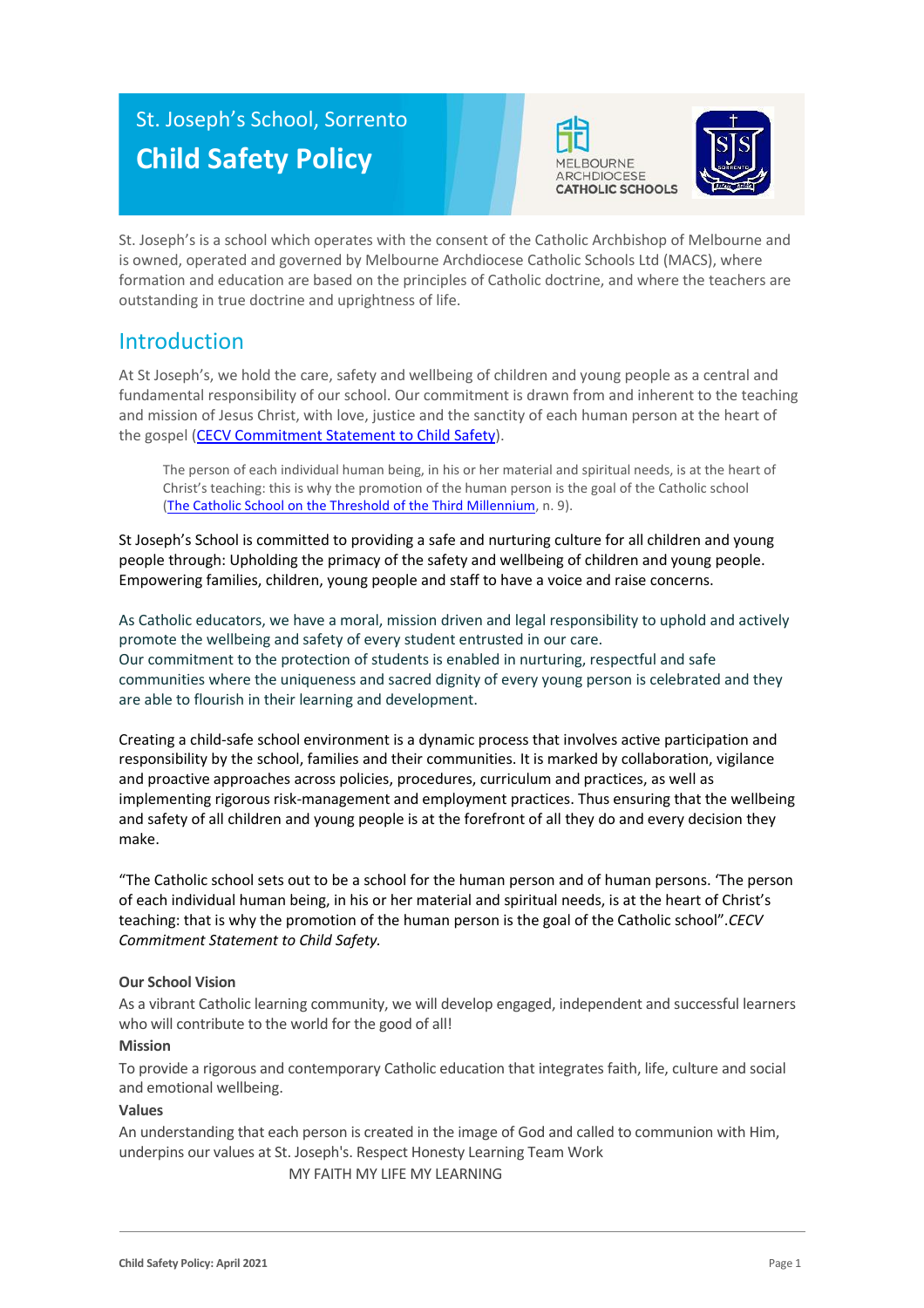# St. Joseph's School, Sorrento

# Child Safety Policy

MELBOURNE ARCHDIOCESE CATHOLIC SCHOOLS

St. Joseph's is a school which operates with the consent of the Catholic Archbishop of Melbourne and is owned, operated and governed by Melbourne Archdiocese Catholic Schools Ltd (MACS), where formation and education are based on the principles of Catholic doctrine, and where the teachers are outstanding in true doctrine and uprightness of life.

## Introduction

At St Joseph's, we hold the care, safety and wellbeing of children and young people as a central and fundamental responsibility of our school. Our commitment is drawn from and inherent to the teaching and mission of Jesus Christ, with love, justice and the sanctity of each human person at the heart of the gospel (CECV Commitment Statement to Child Safety).

> The person of each individual human being, in his or her material and spiritual needs, is at the heart of Christ's teaching: this is why the promotion of the human person is the goal of the Catholic school (The Catholic School on the Threshold of the Third Millennium, n. 9).

St Joseph's School is committed to providing a safe and nurturing culture for all children and young people through: Upholding the primacy of the safety and wellbeing of children and young people. Empowering families, children, young people and staff to have a voice and raise concerns.

As Catholic educators, we have a moral, mission driven and legal responsibility to uphold and actively promote the wellbeing and safety of every student entrusted in our care.
Our commitment to the protection of students is enabled in nurturing, respectful and safe communities where the uniqueness and sacred dignity of every young person is celebrated and they are able to flourish in their learning and development.

Creating a child-safe school environment is a dynamic process that involves active participation and responsibility by the school, families and their communities. It is marked by collaboration, vigilance and proactive approaches across policies, procedures, curriculum and practices, as well as implementing rigorous risk-management and employment practices. Thus ensuring that the wellbeing and safety of all children and young people is at the forefront of all they do and every decision they make.

"The Catholic school sets out to be a school for the human person and of human persons. 'The person of each individual human being, in his or her material and spiritual needs, is at the heart of Christ's teaching: that is why the promotion of the human person is the goal of the Catholic school". *CECV Commitment Statement to Child Safety.*

**Our School Vision**

As a vibrant Catholic learning community, we will develop engaged, independent and successful learners who will contribute to the world for the good of all!

**Mission**

To provide a rigorous and contemporary Catholic education that integrates faith, life, culture and social and emotional wellbeing.

**Values**

An understanding that each person is created in the image of God and called to communion with Him, underpins our values at St. Joseph's. Respect Honesty Learning Team Work

MY FAITH MY LIFE MY LEARNING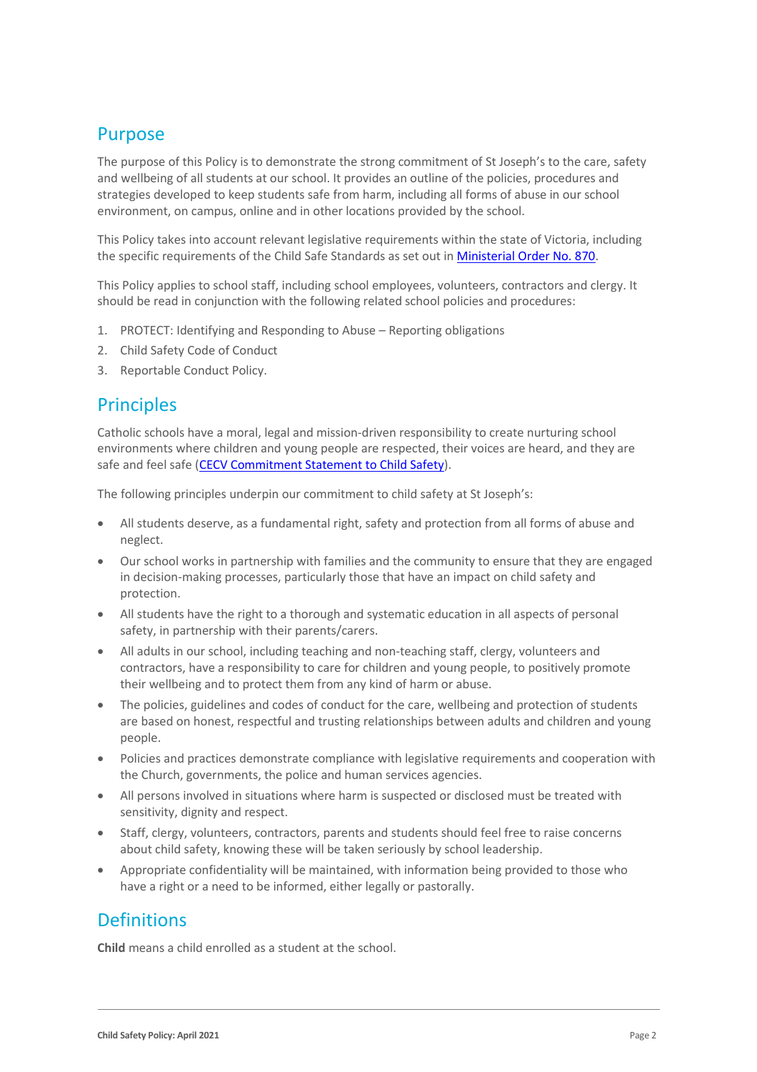## Purpose

The purpose of this Policy is to demonstrate the strong commitment of St Joseph's to the care, safety and wellbeing of all students at our school. It provides an outline of the policies, procedures and strategies developed to keep students safe from harm, including all forms of abuse in our school environment, on campus, online and in other locations provided by the school.

This Policy takes into account relevant legislative requirements within the state of Victoria, including the specific requirements of the Child Safe Standards as set out in Ministerial Order No. 870.

This Policy applies to school staff, including school employees, volunteers, contractors and clergy. It should be read in conjunction with the following related school policies and procedures:

1. PROTECT: Identifying and Responding to Abuse – Reporting obligations
2. Child Safety Code of Conduct
3. Reportable Conduct Policy.

## Principles

Catholic schools have a moral, legal and mission-driven responsibility to create nurturing school environments where children and young people are respected, their voices are heard, and they are safe and feel safe (CECV Commitment Statement to Child Safety).

The following principles underpin our commitment to child safety at St Joseph's:

- All students deserve, as a fundamental right, safety and protection from all forms of abuse and neglect.
- Our school works in partnership with families and the community to ensure that they are engaged in decision-making processes, particularly those that have an impact on child safety and protection.
- All students have the right to a thorough and systematic education in all aspects of personal safety, in partnership with their parents/carers.
- All adults in our school, including teaching and non-teaching staff, clergy, volunteers and contractors, have a responsibility to care for children and young people, to positively promote their wellbeing and to protect them from any kind of harm or abuse.
- The policies, guidelines and codes of conduct for the care, wellbeing and protection of students are based on honest, respectful and trusting relationships between adults and children and young people.
- Policies and practices demonstrate compliance with legislative requirements and cooperation with the Church, governments, the police and human services agencies.
- All persons involved in situations where harm is suspected or disclosed must be treated with sensitivity, dignity and respect.
- Staff, clergy, volunteers, contractors, parents and students should feel free to raise concerns about child safety, knowing these will be taken seriously by school leadership.
- Appropriate confidentiality will be maintained, with information being provided to those who have a right or a need to be informed, either legally or pastorally.

## Definitions

**Child** means a child enrolled as a student at the school.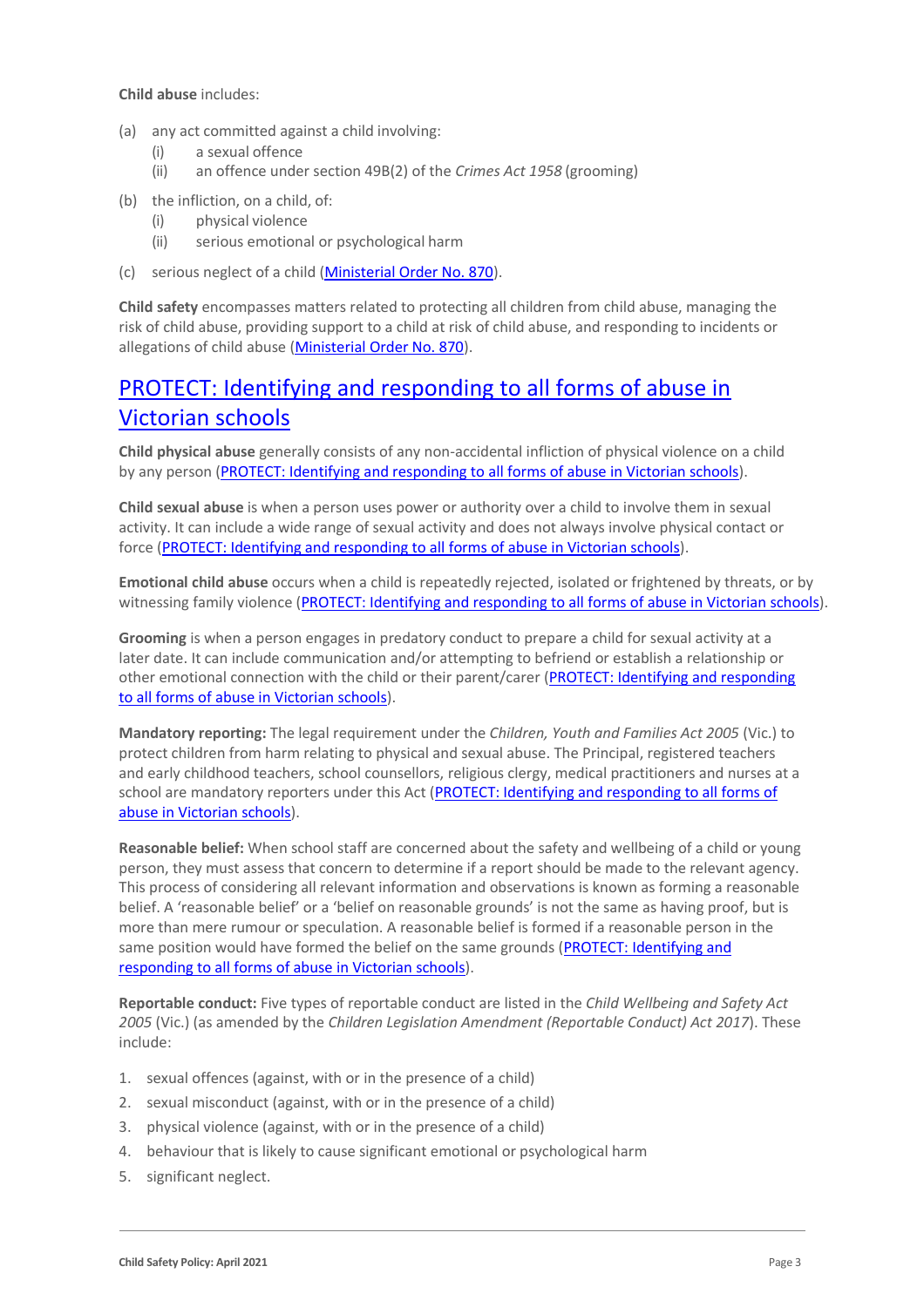**Child abuse** includes:

(a) any act committed against a child involving:
   (i) a sexual offence
   (ii) an offence under section 49B(2) of the *Crimes Act 1958* (grooming)

(b) the infliction, on a child, of:
   (i) physical violence
   (ii) serious emotional or psychological harm

(c) serious neglect of a child (Ministerial Order No. 870).

**Child safety** encompasses matters related to protecting all children from child abuse, managing the risk of child abuse, providing support to a child at risk of child abuse, and responding to incidents or allegations of child abuse (Ministerial Order No. 870).

## PROTECT: Identifying and responding to all forms of abuse in Victorian schools

**Child physical abuse** generally consists of any non-accidental infliction of physical violence on a child by any person (PROTECT: Identifying and responding to all forms of abuse in Victorian schools).

**Child sexual abuse** is when a person uses power or authority over a child to involve them in sexual activity. It can include a wide range of sexual activity and does not always involve physical contact or force (PROTECT: Identifying and responding to all forms of abuse in Victorian schools).

**Emotional child abuse** occurs when a child is repeatedly rejected, isolated or frightened by threats, or by witnessing family violence (PROTECT: Identifying and responding to all forms of abuse in Victorian schools).

**Grooming** is when a person engages in predatory conduct to prepare a child for sexual activity at a later date. It can include communication and/or attempting to befriend or establish a relationship or other emotional connection with the child or their parent/carer (PROTECT: Identifying and responding to all forms of abuse in Victorian schools).

**Mandatory reporting:** The legal requirement under the *Children, Youth and Families Act 2005* (Vic.) to protect children from harm relating to physical and sexual abuse. The Principal, registered teachers and early childhood teachers, school counsellors, religious clergy, medical practitioners and nurses at a school are mandatory reporters under this Act (PROTECT: Identifying and responding to all forms of abuse in Victorian schools).

**Reasonable belief:** When school staff are concerned about the safety and wellbeing of a child or young person, they must assess that concern to determine if a report should be made to the relevant agency. This process of considering all relevant information and observations is known as forming a reasonable belief. A 'reasonable belief' or a 'belief on reasonable grounds' is not the same as having proof, but is more than mere rumour or speculation. A reasonable belief is formed if a reasonable person in the same position would have formed the belief on the same grounds (PROTECT: Identifying and responding to all forms of abuse in Victorian schools).

**Reportable conduct:** Five types of reportable conduct are listed in the *Child Wellbeing and Safety Act 2005* (Vic.) (as amended by the *Children Legislation Amendment (Reportable Conduct) Act 2017*). These include:

1. sexual offences (against, with or in the presence of a child)
2. sexual misconduct (against, with or in the presence of a child)
3. physical violence (against, with or in the presence of a child)
4. behaviour that is likely to cause significant emotional or psychological harm
5. significant neglect.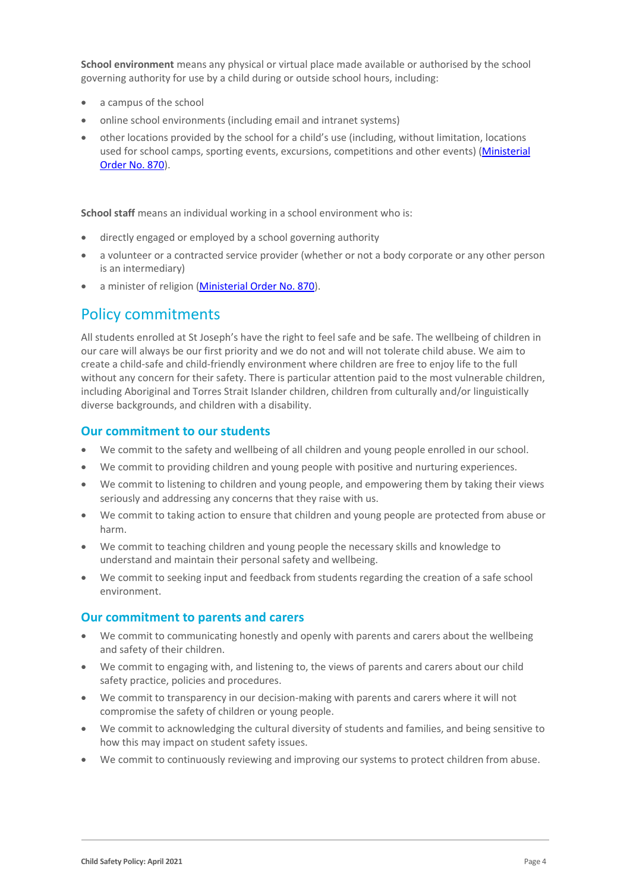**School environment** means any physical or virtual place made available or authorised by the school governing authority for use by a child during or outside school hours, including:

- a campus of the school
- online school environments (including email and intranet systems)
- other locations provided by the school for a child's use (including, without limitation, locations used for school camps, sporting events, excursions, competitions and other events) ([Ministerial Order No. 870](#)).

**School staff** means an individual working in a school environment who is:

- directly engaged or employed by a school governing authority
- a volunteer or a contracted service provider (whether or not a body corporate or any other person is an intermediary)
- a minister of religion ([Ministerial Order No. 870](#)).

## Policy commitments

All students enrolled at St Joseph's have the right to feel safe and be safe. The wellbeing of children in our care will always be our first priority and we do not and will not tolerate child abuse. We aim to create a child-safe and child-friendly environment where children are free to enjoy life to the full without any concern for their safety. There is particular attention paid to the most vulnerable children, including Aboriginal and Torres Strait Islander children, children from culturally and/or linguistically diverse backgrounds, and children with a disability.

### Our commitment to our students

- We commit to the safety and wellbeing of all children and young people enrolled in our school.
- We commit to providing children and young people with positive and nurturing experiences.
- We commit to listening to children and young people, and empowering them by taking their views seriously and addressing any concerns that they raise with us.
- We commit to taking action to ensure that children and young people are protected from abuse or harm.
- We commit to teaching children and young people the necessary skills and knowledge to understand and maintain their personal safety and wellbeing.
- We commit to seeking input and feedback from students regarding the creation of a safe school environment.

### Our commitment to parents and carers

- We commit to communicating honestly and openly with parents and carers about the wellbeing and safety of their children.
- We commit to engaging with, and listening to, the views of parents and carers about our child safety practice, policies and procedures.
- We commit to transparency in our decision-making with parents and carers where it will not compromise the safety of children or young people.
- We commit to acknowledging the cultural diversity of students and families, and being sensitive to how this may impact on student safety issues.
- We commit to continuously reviewing and improving our systems to protect children from abuse.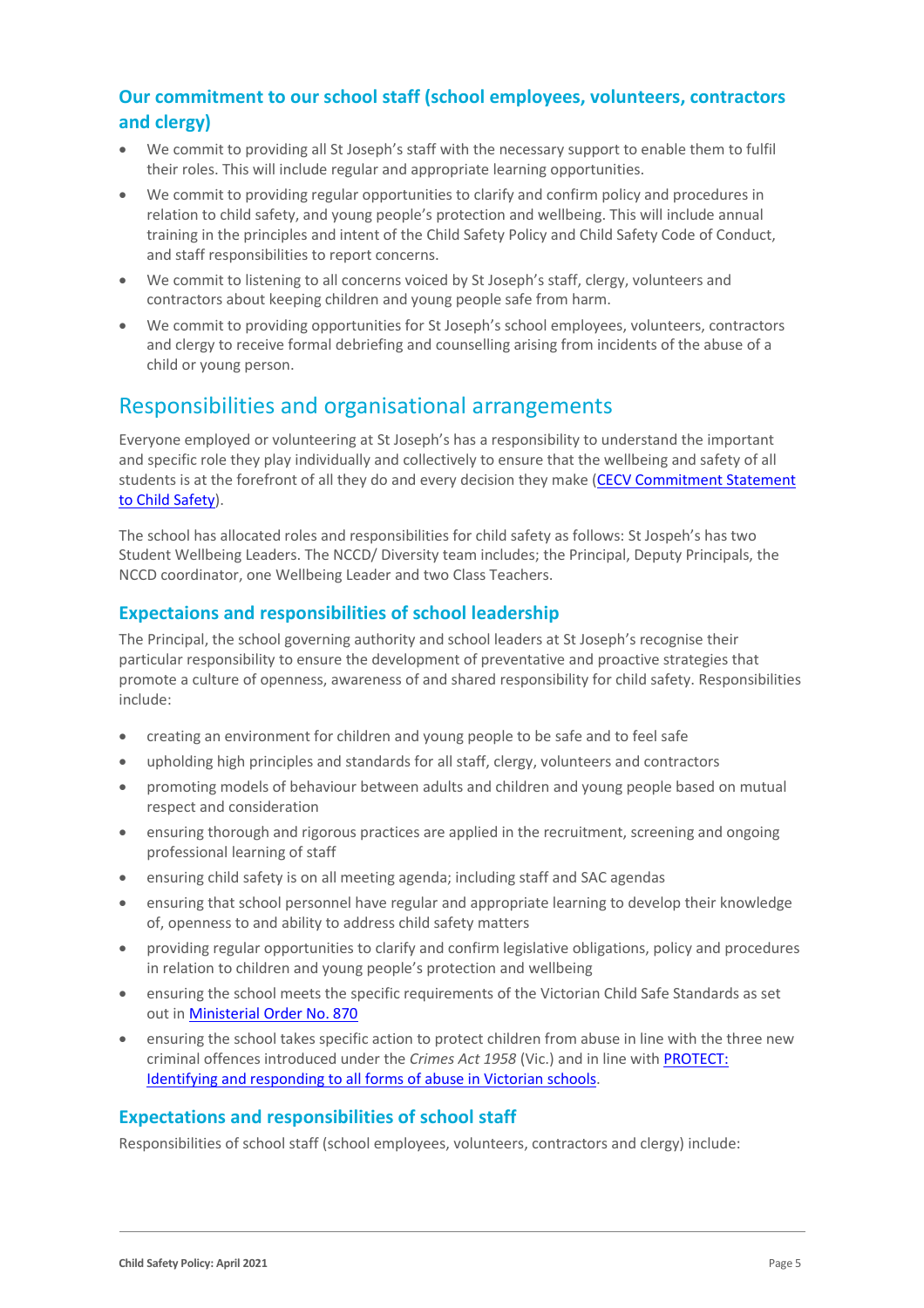### Our commitment to our school staff (school employees, volunteers, contractors and clergy)

- We commit to providing all St Joseph's staff with the necessary support to enable them to fulfil their roles. This will include regular and appropriate learning opportunities.
- We commit to providing regular opportunities to clarify and confirm policy and procedures in relation to child safety, and young people's protection and wellbeing. This will include annual training in the principles and intent of the Child Safety Policy and Child Safety Code of Conduct, and staff responsibilities to report concerns.
- We commit to listening to all concerns voiced by St Joseph's staff, clergy, volunteers and contractors about keeping children and young people safe from harm.
- We commit to providing opportunities for St Joseph's school employees, volunteers, contractors and clergy to receive formal debriefing and counselling arising from incidents of the abuse of a child or young person.

## Responsibilities and organisational arrangements

Everyone employed or volunteering at St Joseph's has a responsibility to understand the important and specific role they play individually and collectively to ensure that the wellbeing and safety of all students is at the forefront of all they do and every decision they make (CECV Commitment Statement to Child Safety).

The school has allocated roles and responsibilities for child safety as follows: St Jospeh's has two Student Wellbeing Leaders. The NCCD/ Diversity team includes; the Principal, Deputy Principals, the NCCD coordinator, one Wellbeing Leader and two Class Teachers.

### Expectaions and responsibilities of school leadership

The Principal, the school governing authority and school leaders at St Joseph's recognise their particular responsibility to ensure the development of preventative and proactive strategies that promote a culture of openness, awareness of and shared responsibility for child safety. Responsibilities include:

- creating an environment for children and young people to be safe and to feel safe
- upholding high principles and standards for all staff, clergy, volunteers and contractors
- promoting models of behaviour between adults and children and young people based on mutual respect and consideration
- ensuring thorough and rigorous practices are applied in the recruitment, screening and ongoing professional learning of staff
- ensuring child safety is on all meeting agenda; including staff and SAC agendas
- ensuring that school personnel have regular and appropriate learning to develop their knowledge of, openness to and ability to address child safety matters
- providing regular opportunities to clarify and confirm legislative obligations, policy and procedures in relation to children and young people's protection and wellbeing
- ensuring the school meets the specific requirements of the Victorian Child Safe Standards as set out in Ministerial Order No. 870
- ensuring the school takes specific action to protect children from abuse in line with the three new criminal offences introduced under the *Crimes Act 1958* (Vic.) and in line with PROTECT: Identifying and responding to all forms of abuse in Victorian schools.

### Expectations and responsibilities of school staff

Responsibilities of school staff (school employees, volunteers, contractors and clergy) include: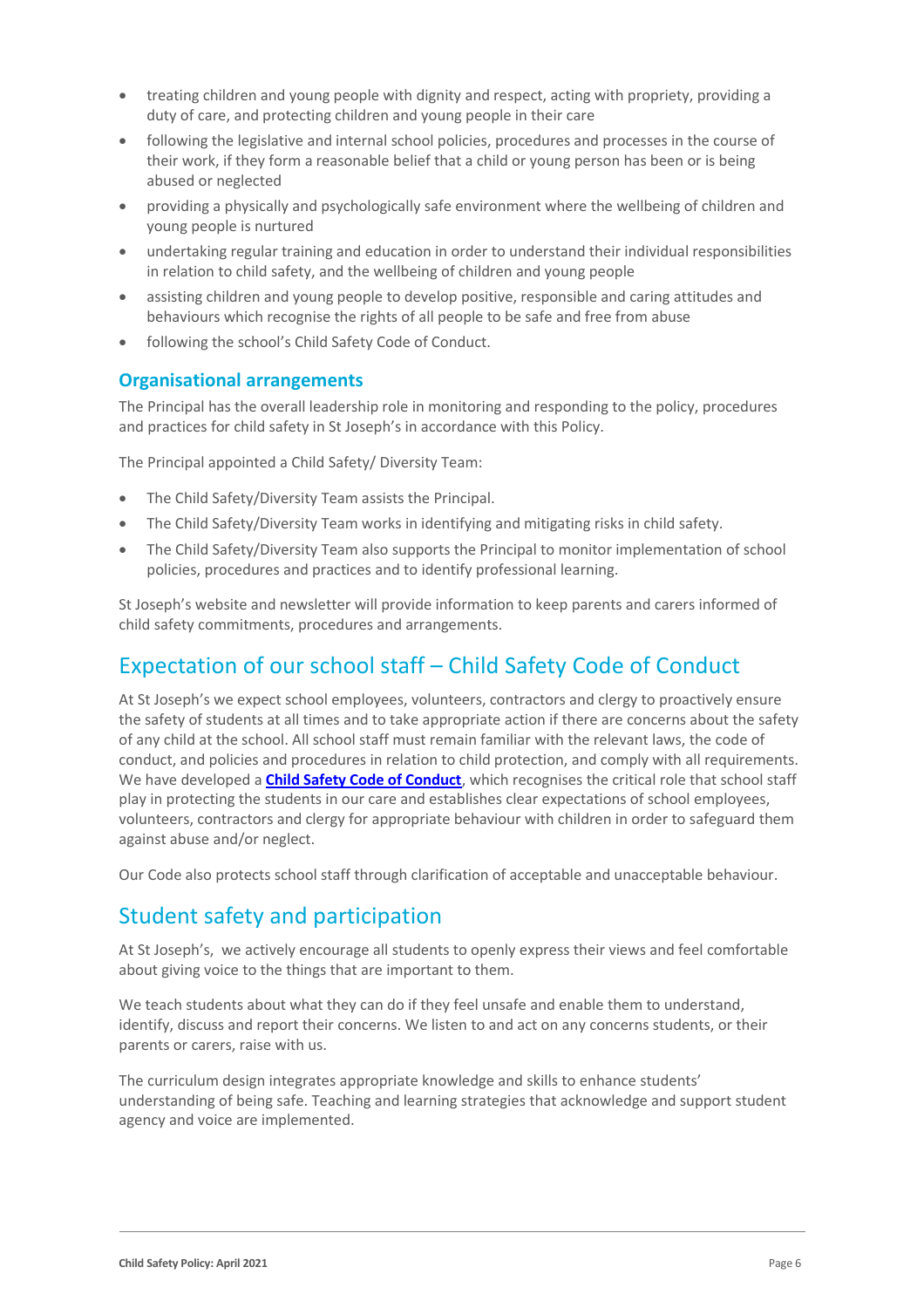- treating children and young people with dignity and respect, acting with propriety, providing a duty of care, and protecting children and young people in their care
- following the legislative and internal school policies, procedures and processes in the course of their work, if they form a reasonable belief that a child or young person has been or is being abused or neglected
- providing a physically and psychologically safe environment where the wellbeing of children and young people is nurtured
- undertaking regular training and education in order to understand their individual responsibilities in relation to child safety, and the wellbeing of children and young people
- assisting children and young people to develop positive, responsible and caring attitudes and behaviours which recognise the rights of all people to be safe and free from abuse
- following the school's Child Safety Code of Conduct.

### Organisational arrangements

The Principal has the overall leadership role in monitoring and responding to the policy, procedures and practices for child safety in St Joseph's in accordance with this Policy.

The Principal appointed a Child Safety/ Diversity Team:

- The Child Safety/Diversity Team assists the Principal.
- The Child Safety/Diversity Team works in identifying and mitigating risks in child safety.
- The Child Safety/Diversity Team also supports the Principal to monitor implementation of school policies, procedures and practices and to identify professional learning.

St Joseph's website and newsletter will provide information to keep parents and carers informed of child safety commitments, procedures and arrangements.

## Expectation of our school staff – Child Safety Code of Conduct

At St Joseph's we expect school employees, volunteers, contractors and clergy to proactively ensure the safety of students at all times and to take appropriate action if there are concerns about the safety of any child at the school. All school staff must remain familiar with the relevant laws, the code of conduct, and policies and procedures in relation to child protection, and comply with all requirements. We have developed a **Child Safety Code of Conduct**, which recognises the critical role that school staff play in protecting the students in our care and establishes clear expectations of school employees, volunteers, contractors and clergy for appropriate behaviour with children in order to safeguard them against abuse and/or neglect.

Our Code also protects school staff through clarification of acceptable and unacceptable behaviour.

## Student safety and participation

At St Joseph's, we actively encourage all students to openly express their views and feel comfortable about giving voice to the things that are important to them.

We teach students about what they can do if they feel unsafe and enable them to understand, identify, discuss and report their concerns. We listen to and act on any concerns students, or their parents or carers, raise with us.

The curriculum design integrates appropriate knowledge and skills to enhance students' understanding of being safe. Teaching and learning strategies that acknowledge and support student agency and voice are implemented.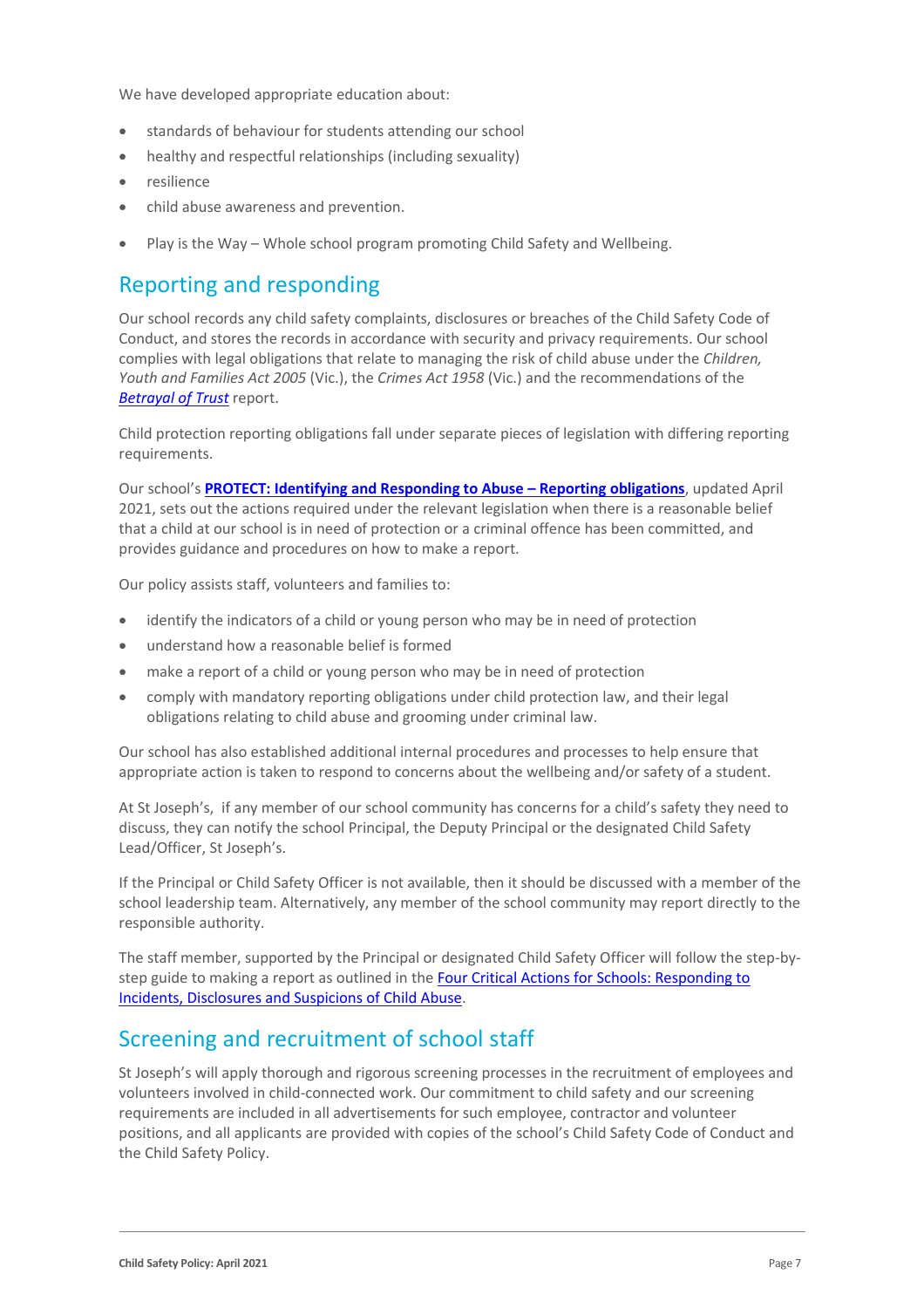We have developed appropriate education about:

- standards of behaviour for students attending our school
- healthy and respectful relationships (including sexuality)
- resilience
- child abuse awareness and prevention.
- Play is the Way – Whole school program promoting Child Safety and Wellbeing.

## Reporting and responding

Our school records any child safety complaints, disclosures or breaches of the Child Safety Code of Conduct, and stores the records in accordance with security and privacy requirements. Our school complies with legal obligations that relate to managing the risk of child abuse under the *Children, Youth and Families Act 2005* (Vic.), the *Crimes Act 1958* (Vic.) and the recommendations of the *Betrayal of Trust* report.

Child protection reporting obligations fall under separate pieces of legislation with differing reporting requirements.

Our school's **PROTECT: Identifying and Responding to Abuse – Reporting obligations**, updated April 2021, sets out the actions required under the relevant legislation when there is a reasonable belief that a child at our school is in need of protection or a criminal offence has been committed, and provides guidance and procedures on how to make a report.

Our policy assists staff, volunteers and families to:

- identify the indicators of a child or young person who may be in need of protection
- understand how a reasonable belief is formed
- make a report of a child or young person who may be in need of protection
- comply with mandatory reporting obligations under child protection law, and their legal obligations relating to child abuse and grooming under criminal law.

Our school has also established additional internal procedures and processes to help ensure that appropriate action is taken to respond to concerns about the wellbeing and/or safety of a student.

At St Joseph's, if any member of our school community has concerns for a child's safety they need to discuss, they can notify the school Principal, the Deputy Principal or the designated Child Safety Lead/Officer, St Joseph's.

If the Principal or Child Safety Officer is not available, then it should be discussed with a member of the school leadership team. Alternatively, any member of the school community may report directly to the responsible authority.

The staff member, supported by the Principal or designated Child Safety Officer will follow the step-by-step guide to making a report as outlined in the Four Critical Actions for Schools: Responding to Incidents, Disclosures and Suspicions of Child Abuse.

## Screening and recruitment of school staff

St Joseph's will apply thorough and rigorous screening processes in the recruitment of employees and volunteers involved in child-connected work. Our commitment to child safety and our screening requirements are included in all advertisements for such employee, contractor and volunteer positions, and all applicants are provided with copies of the school's Child Safety Code of Conduct and the Child Safety Policy.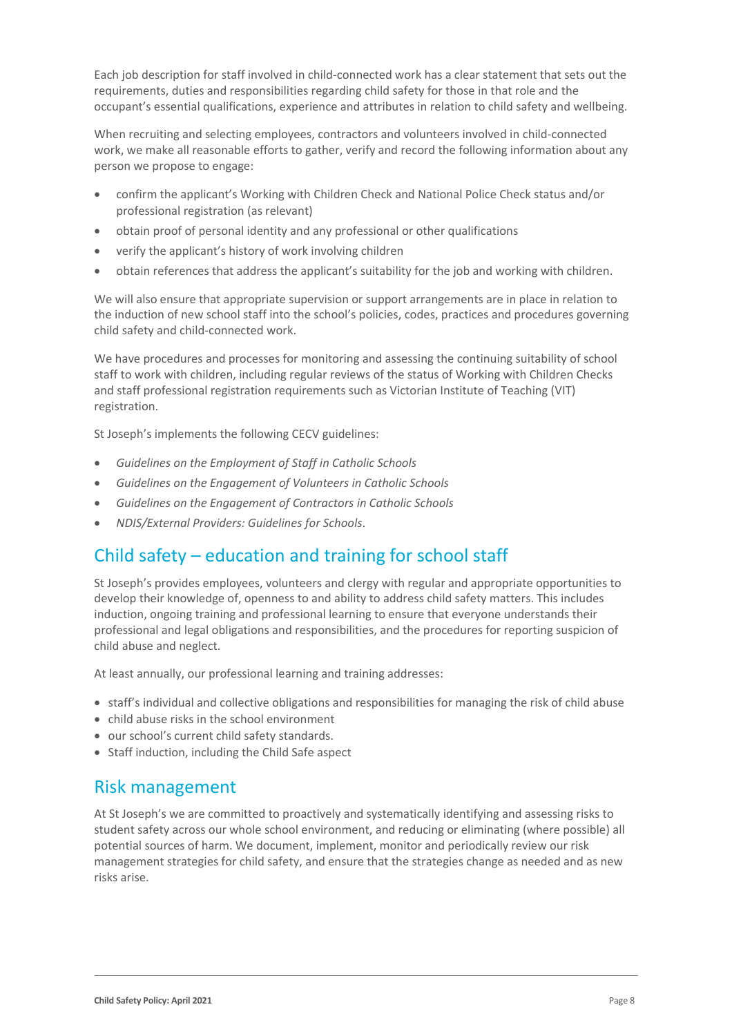Each job description for staff involved in child-connected work has a clear statement that sets out the requirements, duties and responsibilities regarding child safety for those in that role and the occupant's essential qualifications, experience and attributes in relation to child safety and wellbeing.

When recruiting and selecting employees, contractors and volunteers involved in child-connected work, we make all reasonable efforts to gather, verify and record the following information about any person we propose to engage:

- confirm the applicant's Working with Children Check and National Police Check status and/or professional registration (as relevant)
- obtain proof of personal identity and any professional or other qualifications
- verify the applicant's history of work involving children
- obtain references that address the applicant's suitability for the job and working with children.

We will also ensure that appropriate supervision or support arrangements are in place in relation to the induction of new school staff into the school's policies, codes, practices and procedures governing child safety and child-connected work.

We have procedures and processes for monitoring and assessing the continuing suitability of school staff to work with children, including regular reviews of the status of Working with Children Checks and staff professional registration requirements such as Victorian Institute of Teaching (VIT) registration.

St Joseph's implements the following CECV guidelines:

- *Guidelines on the Employment of Staff in Catholic Schools*
- *Guidelines on the Engagement of Volunteers in Catholic Schools*
- *Guidelines on the Engagement of Contractors in Catholic Schools*
- *NDIS/External Providers: Guidelines for Schools*.

## Child safety – education and training for school staff

St Joseph's provides employees, volunteers and clergy with regular and appropriate opportunities to develop their knowledge of, openness to and ability to address child safety matters. This includes induction, ongoing training and professional learning to ensure that everyone understands their professional and legal obligations and responsibilities, and the procedures for reporting suspicion of child abuse and neglect.

At least annually, our professional learning and training addresses:

- staff's individual and collective obligations and responsibilities for managing the risk of child abuse
- child abuse risks in the school environment
- our school's current child safety standards.
- Staff induction, including the Child Safe aspect

## Risk management

At St Joseph's we are committed to proactively and systematically identifying and assessing risks to student safety across our whole school environment, and reducing or eliminating (where possible) all potential sources of harm. We document, implement, monitor and periodically review our risk management strategies for child safety, and ensure that the strategies change as needed and as new risks arise.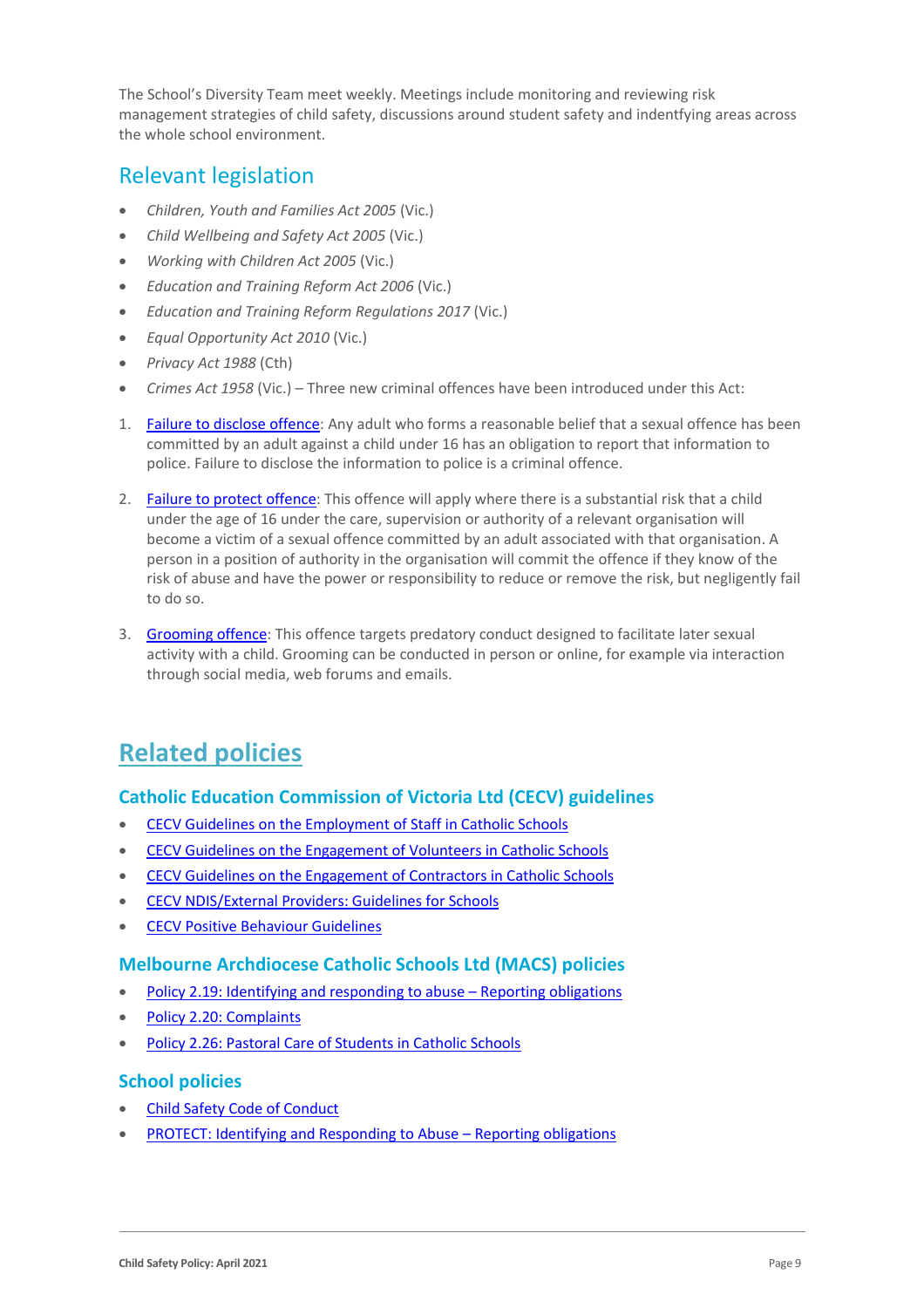The School's Diversity Team meet weekly. Meetings include monitoring and reviewing risk management strategies of child safety, discussions around student safety and indentfying areas across the whole school environment.

## Relevant legislation

- *Children, Youth and Families Act 2005* (Vic.)
- *Child Wellbeing and Safety Act 2005* (Vic.)
- *Working with Children Act 2005* (Vic.)
- *Education and Training Reform Act 2006* (Vic.)
- *Education and Training Reform Regulations 2017* (Vic.)
- *Equal Opportunity Act 2010* (Vic.)
- *Privacy Act 1988* (Cth)
- *Crimes Act 1958* (Vic.) – Three new criminal offences have been introduced under this Act:

1. Failure to disclose offence: Any adult who forms a reasonable belief that a sexual offence has been committed by an adult against a child under 16 has an obligation to report that information to police. Failure to disclose the information to police is a criminal offence.

2. Failure to protect offence: This offence will apply where there is a substantial risk that a child under the age of 16 under the care, supervision or authority of a relevant organisation will become a victim of a sexual offence committed by an adult associated with that organisation. A person in a position of authority in the organisation will commit the offence if they know of the risk of abuse and have the power or responsibility to reduce or remove the risk, but negligently fail to do so.

3. Grooming offence: This offence targets predatory conduct designed to facilitate later sexual activity with a child. Grooming can be conducted in person or online, for example via interaction through social media, web forums and emails.

# Related policies

### Catholic Education Commission of Victoria Ltd (CECV) guidelines

- CECV Guidelines on the Employment of Staff in Catholic Schools
- CECV Guidelines on the Engagement of Volunteers in Catholic Schools
- CECV Guidelines on the Engagement of Contractors in Catholic Schools
- CECV NDIS/External Providers: Guidelines for Schools
- CECV Positive Behaviour Guidelines

### Melbourne Archdiocese Catholic Schools Ltd (MACS) policies

- Policy 2.19: Identifying and responding to abuse – Reporting obligations
- Policy 2.20: Complaints
- Policy 2.26: Pastoral Care of Students in Catholic Schools

### School policies

- Child Safety Code of Conduct
- PROTECT: Identifying and Responding to Abuse – Reporting obligations